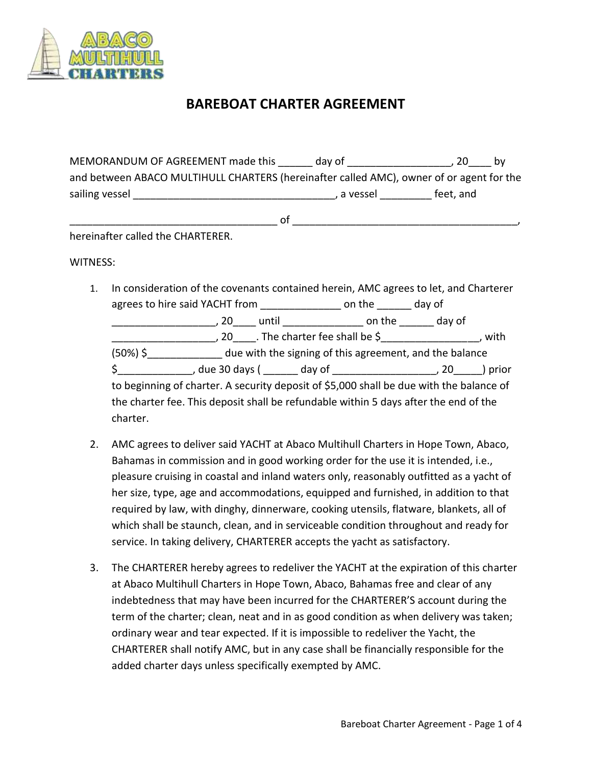# BAREBOAT CHARTER AGREEMENT

MEMORANDUM OF AGREEMENT made this ______ day of __________________, 20____ by and between ABACO MULTIHULL CHARTERS (hereinafter called AMC), owner of or agent for the sailing vessel ____________________________________, a vessel _________ feet, and

____________________________________ of ________________________________________, hereinafter called the CHARTERER.

WITNESS:

1. In consideration of the covenants contained herein, AMC agrees to let, and Charterer agrees to hire said YACHT from ______________ on the ______ day of __________________, 20____ until ______________ on the ______ day of __________________, 20____. The charter fee shall be $_________________, with (50%) $_____________ due with the signing of this agreement, and the balance $_____________, due 30 days ( ______ day of __________________, 20_____) prior to beginning of charter. A security deposit of $5,000 shall be due with the balance of the charter fee. This deposit shall be refundable within 5 days after the end of the charter.

2. AMC agrees to deliver said YACHT at Abaco Multihull Charters in Hope Town, Abaco, Bahamas in commission and in good working order for the use it is intended, i.e., pleasure cruising in coastal and inland waters only, reasonably outfitted as a yacht of her size, type, age and accommodations, equipped and furnished, in addition to that required by law, with dinghy, dinnerware, cooking utensils, flatware, blankets, all of which shall be staunch, clean, and in serviceable condition throughout and ready for service. In taking delivery, CHARTERER accepts the yacht as satisfactory.

3. The CHARTERER hereby agrees to redeliver the YACHT at the expiration of this charter at Abaco Multihull Charters in Hope Town, Abaco, Bahamas free and clear of any indebtedness that may have been incurred for the CHARTERER'S account during the term of the charter; clean, neat and in as good condition as when delivery was taken; ordinary wear and tear expected. If it is impossible to redeliver the Yacht, the CHARTERER shall notify AMC, but in any case shall be financially responsible for the added charter days unless specifically exempted by AMC.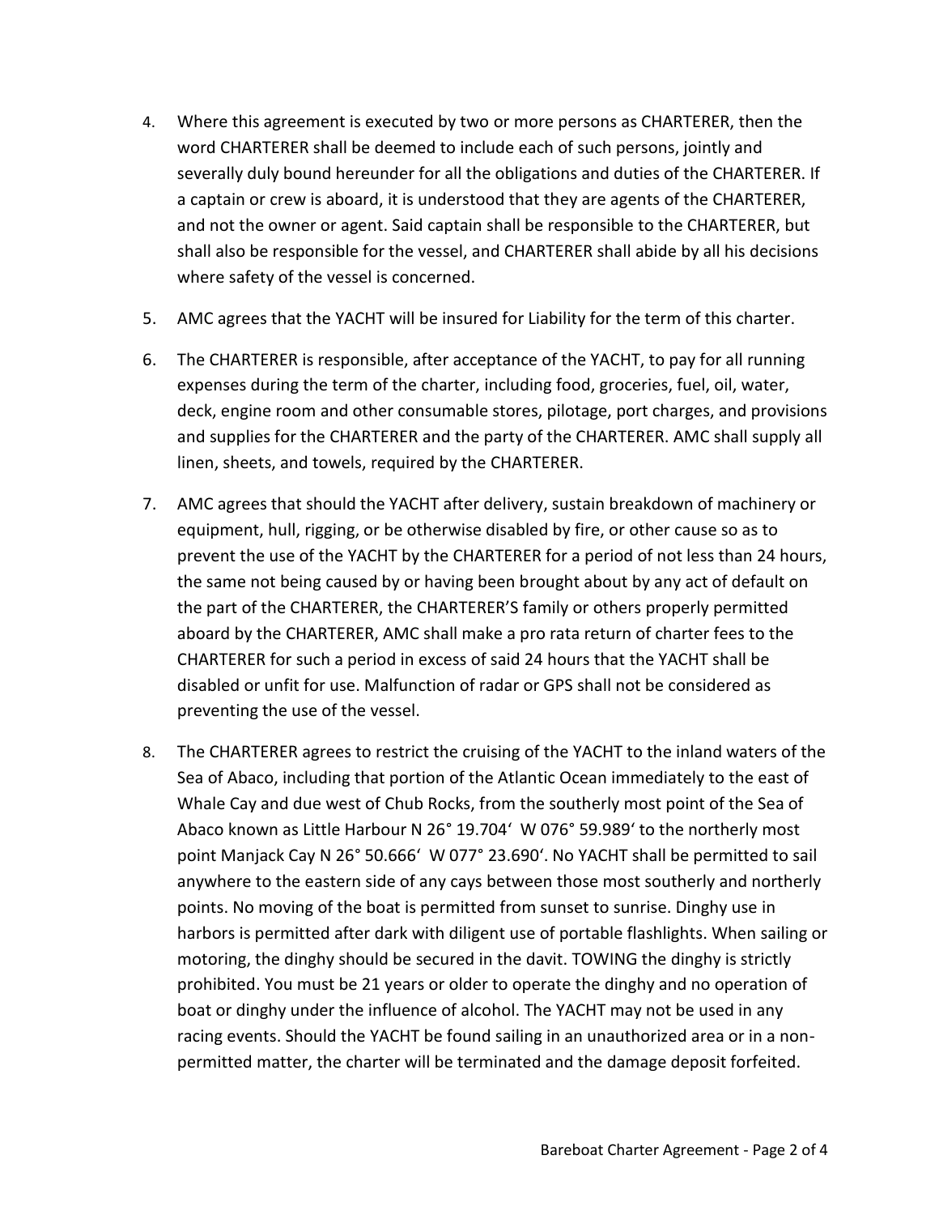4. Where this agreement is executed by two or more persons as CHARTERER, then the word CHARTERER shall be deemed to include each of such persons, jointly and severally duly bound hereunder for all the obligations and duties of the CHARTERER. If a captain or crew is aboard, it is understood that they are agents of the CHARTERER, and not the owner or agent. Said captain shall be responsible to the CHARTERER, but shall also be responsible for the vessel, and CHARTERER shall abide by all his decisions where safety of the vessel is concerned.

5. AMC agrees that the YACHT will be insured for Liability for the term of this charter.

6. The CHARTERER is responsible, after acceptance of the YACHT, to pay for all running expenses during the term of the charter, including food, groceries, fuel, oil, water, deck, engine room and other consumable stores, pilotage, port charges, and provisions and supplies for the CHARTERER and the party of the CHARTERER. AMC shall supply all linen, sheets, and towels, required by the CHARTERER.

7. AMC agrees that should the YACHT after delivery, sustain breakdown of machinery or equipment, hull, rigging, or be otherwise disabled by fire, or other cause so as to prevent the use of the YACHT by the CHARTERER for a period of not less than 24 hours, the same not being caused by or having been brought about by any act of default on the part of the CHARTERER, the CHARTERER'S family or others properly permitted aboard by the CHARTERER, AMC shall make a pro rata return of charter fees to the CHARTERER for such a period in excess of said 24 hours that the YACHT shall be disabled or unfit for use. Malfunction of radar or GPS shall not be considered as preventing the use of the vessel.

8. The CHARTERER agrees to restrict the cruising of the YACHT to the inland waters of the Sea of Abaco, including that portion of the Atlantic Ocean immediately to the east of Whale Cay and due west of Chub Rocks, from the southerly most point of the Sea of Abaco known as Little Harbour N 26° 19.704' W 076° 59.989' to the northerly most point Manjack Cay N 26° 50.666' W 077° 23.690'. No YACHT shall be permitted to sail anywhere to the eastern side of any cays between those most southerly and northerly points. No moving of the boat is permitted from sunset to sunrise. Dinghy use in harbors is permitted after dark with diligent use of portable flashlights. When sailing or motoring, the dinghy should be secured in the davit. TOWING the dinghy is strictly prohibited. You must be 21 years or older to operate the dinghy and no operation of boat or dinghy under the influence of alcohol. The YACHT may not be used in any racing events. Should the YACHT be found sailing in an unauthorized area or in a non-permitted matter, the charter will be terminated and the damage deposit forfeited.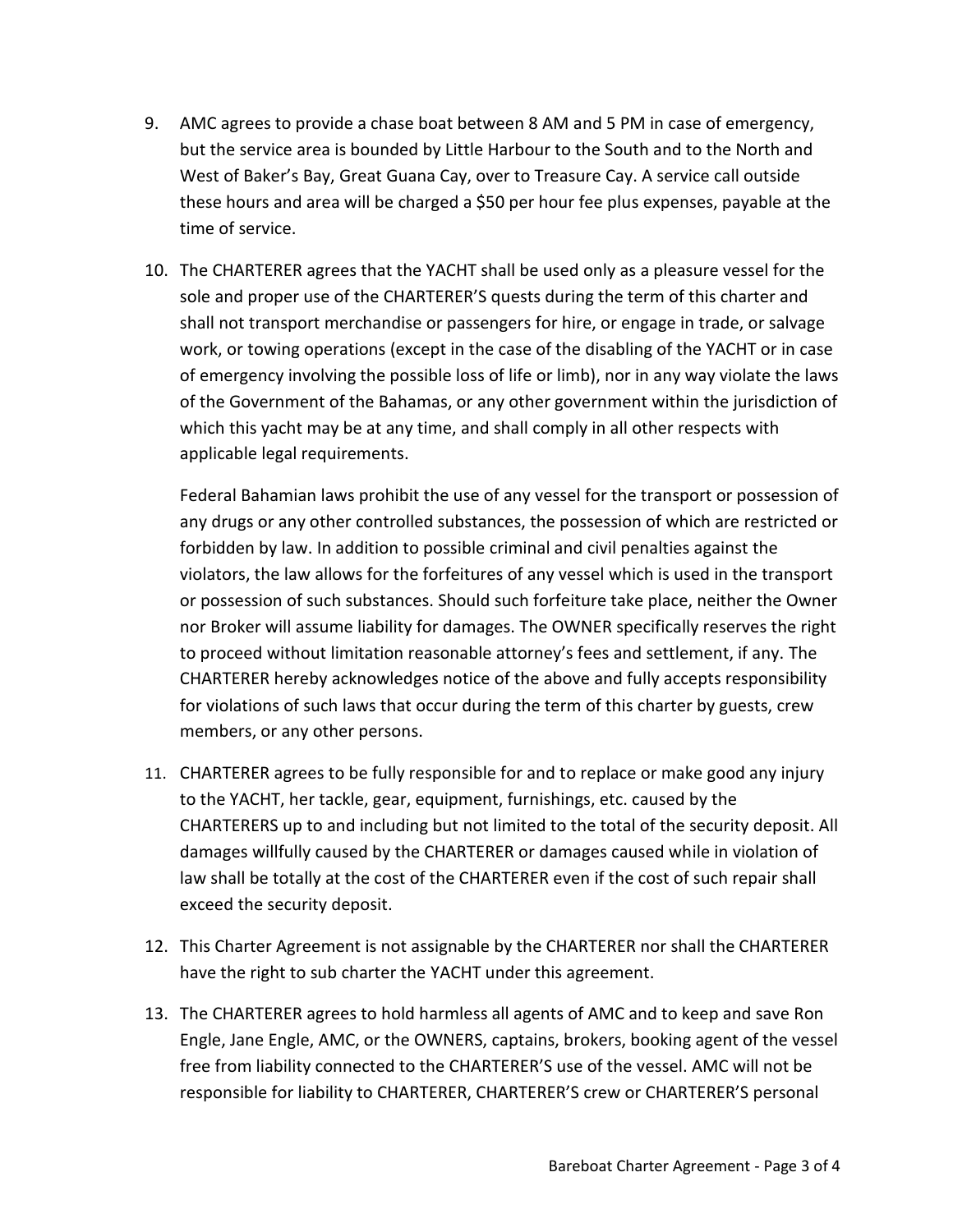9. AMC agrees to provide a chase boat between 8 AM and 5 PM in case of emergency, but the service area is bounded by Little Harbour to the South and to the North and West of Baker's Bay, Great Guana Cay, over to Treasure Cay. A service call outside these hours and area will be charged a $50 per hour fee plus expenses, payable at the time of service.

10. The CHARTERER agrees that the YACHT shall be used only as a pleasure vessel for the sole and proper use of the CHARTERER'S quests during the term of this charter and shall not transport merchandise or passengers for hire, or engage in trade, or salvage work, or towing operations (except in the case of the disabling of the YACHT or in case of emergency involving the possible loss of life or limb), nor in any way violate the laws of the Government of the Bahamas, or any other government within the jurisdiction of which this yacht may be at any time, and shall comply in all other respects with applicable legal requirements.

    Federal Bahamian laws prohibit the use of any vessel for the transport or possession of any drugs or any other controlled substances, the possession of which are restricted or forbidden by law. In addition to possible criminal and civil penalties against the violators, the law allows for the forfeitures of any vessel which is used in the transport or possession of such substances. Should such forfeiture take place, neither the Owner nor Broker will assume liability for damages. The OWNER specifically reserves the right to proceed without limitation reasonable attorney's fees and settlement, if any. The CHARTERER hereby acknowledges notice of the above and fully accepts responsibility for violations of such laws that occur during the term of this charter by guests, crew members, or any other persons.

11. CHARTERER agrees to be fully responsible for and to replace or make good any injury to the YACHT, her tackle, gear, equipment, furnishings, etc. caused by the CHARTERERS up to and including but not limited to the total of the security deposit. All damages willfully caused by the CHARTERER or damages caused while in violation of law shall be totally at the cost of the CHARTERER even if the cost of such repair shall exceed the security deposit.

12. This Charter Agreement is not assignable by the CHARTERER nor shall the CHARTERER have the right to sub charter the YACHT under this agreement.

13. The CHARTERER agrees to hold harmless all agents of AMC and to keep and save Ron Engle, Jane Engle, AMC, or the OWNERS, captains, brokers, booking agent of the vessel free from liability connected to the CHARTERER'S use of the vessel. AMC will not be responsible for liability to CHARTERER, CHARTERER'S crew or CHARTERER'S personal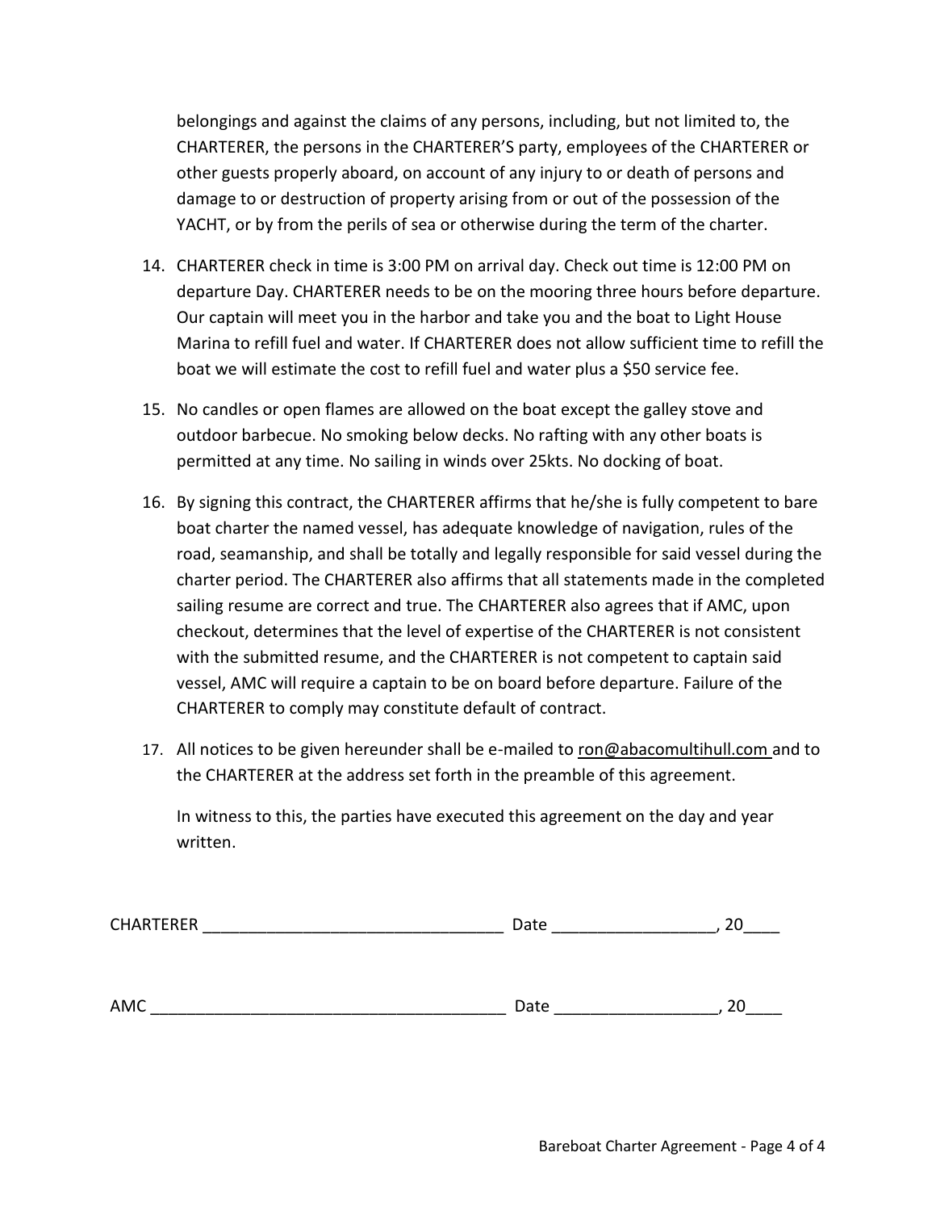belongings and against the claims of any persons, including, but not limited to, the CHARTERER, the persons in the CHARTERER'S party, employees of the CHARTERER or other guests properly aboard, on account of any injury to or death of persons and damage to or destruction of property arising from or out of the possession of the YACHT, or by from the perils of sea or otherwise during the term of the charter.

14. CHARTERER check in time is 3:00 PM on arrival day. Check out time is 12:00 PM on departure Day. CHARTERER needs to be on the mooring three hours before departure. Our captain will meet you in the harbor and take you and the boat to Light House Marina to refill fuel and water. If CHARTERER does not allow sufficient time to refill the boat we will estimate the cost to refill fuel and water plus a $50 service fee.

15. No candles or open flames are allowed on the boat except the galley stove and outdoor barbecue. No smoking below decks. No rafting with any other boats is permitted at any time. No sailing in winds over 25kts. No docking of boat.

16. By signing this contract, the CHARTERER affirms that he/she is fully competent to bare boat charter the named vessel, has adequate knowledge of navigation, rules of the road, seamanship, and shall be totally and legally responsible for said vessel during the charter period. The CHARTERER also affirms that all statements made in the completed sailing resume are correct and true. The CHARTERER also agrees that if AMC, upon checkout, determines that the level of expertise of the CHARTERER is not consistent with the submitted resume, and the CHARTERER is not competent to captain said vessel, AMC will require a captain to be on board before departure. Failure of the CHARTERER to comply may constitute default of contract.

17. All notices to be given hereunder shall be e-mailed to ron@abacomultihull.com and to the CHARTERER at the address set forth in the preamble of this agreement.

In witness to this, the parties have executed this agreement on the day and year written.

CHARTERER _________________________________ Date __________________, 20____

AMC _______________________________________ Date __________________, 20____